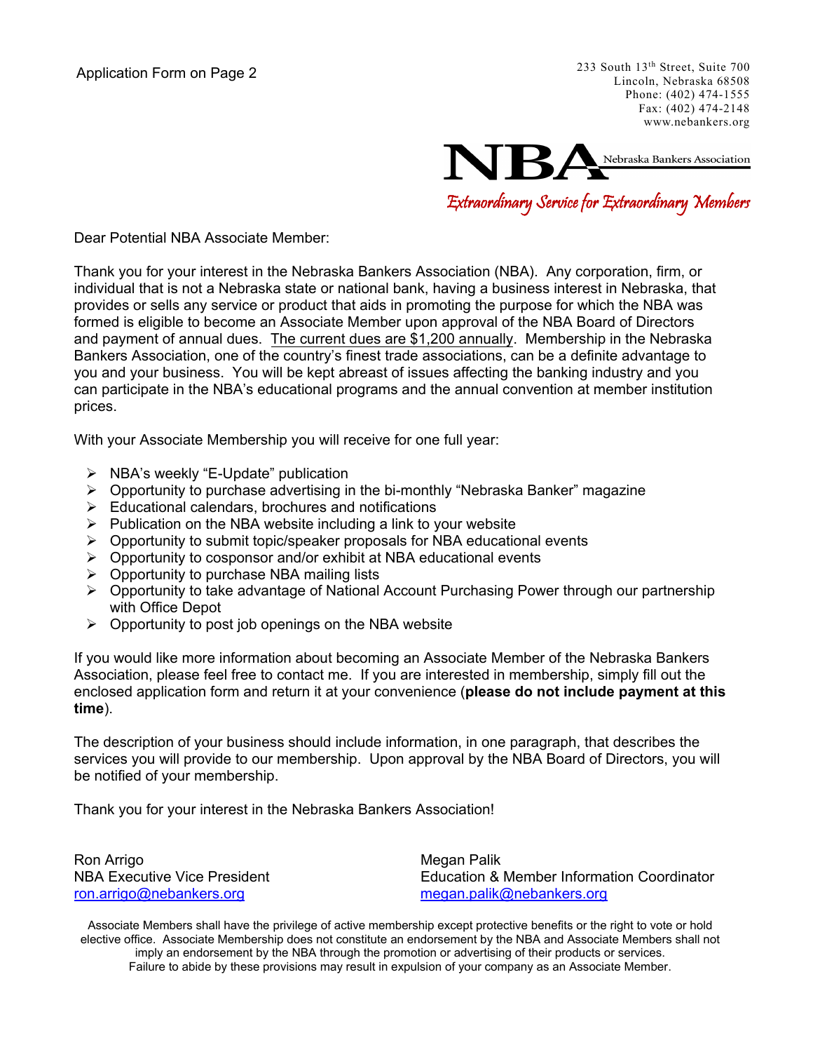Application Form on Page 2

233 South 13th Street, Suite 700
Lincoln, Nebraska 68508
Phone: (402) 474-1555
Fax: (402) 474-2148
www.nebankers.org

**NBA** Nebraska Bankers Association

*Extraordinary Service for Extraordinary Members*

Dear Potential NBA Associate Member:

Thank you for your interest in the Nebraska Bankers Association (NBA). Any corporation, firm, or individual that is not a Nebraska state or national bank, having a business interest in Nebraska, that provides or sells any service or product that aids in promoting the purpose for which the NBA was formed is eligible to become an Associate Member upon approval of the NBA Board of Directors and payment of annual dues. The current dues are $1,200 annually. Membership in the Nebraska Bankers Association, one of the country's finest trade associations, can be a definite advantage to you and your business. You will be kept abreast of issues affecting the banking industry and you can participate in the NBA's educational programs and the annual convention at member institution prices.

With your Associate Membership you will receive for one full year:

- NBA's weekly "E-Update" publication
- Opportunity to purchase advertising in the bi-monthly "Nebraska Banker" magazine
- Educational calendars, brochures and notifications
- Publication on the NBA website including a link to your website
- Opportunity to submit topic/speaker proposals for NBA educational events
- Opportunity to cosponsor and/or exhibit at NBA educational events
- Opportunity to purchase NBA mailing lists
- Opportunity to take advantage of National Account Purchasing Power through our partnership with Office Depot
- Opportunity to post job openings on the NBA website

If you would like more information about becoming an Associate Member of the Nebraska Bankers Association, please feel free to contact me. If you are interested in membership, simply fill out the enclosed application form and return it at your convenience (**please do not include payment at this time**).

The description of your business should include information, in one paragraph, that describes the services you will provide to our membership. Upon approval by the NBA Board of Directors, you will be notified of your membership.

Thank you for your interest in the Nebraska Bankers Association!

Ron Arrigo
NBA Executive Vice President
ron.arrigo@nebankers.org

Megan Palik
Education & Member Information Coordinator
megan.palik@nebankers.org

Associate Members shall have the privilege of active membership except protective benefits or the right to vote or hold elective office. Associate Membership does not constitute an endorsement by the NBA and Associate Members shall not imply an endorsement by the NBA through the promotion or advertising of their products or services. Failure to abide by these provisions may result in expulsion of your company as an Associate Member.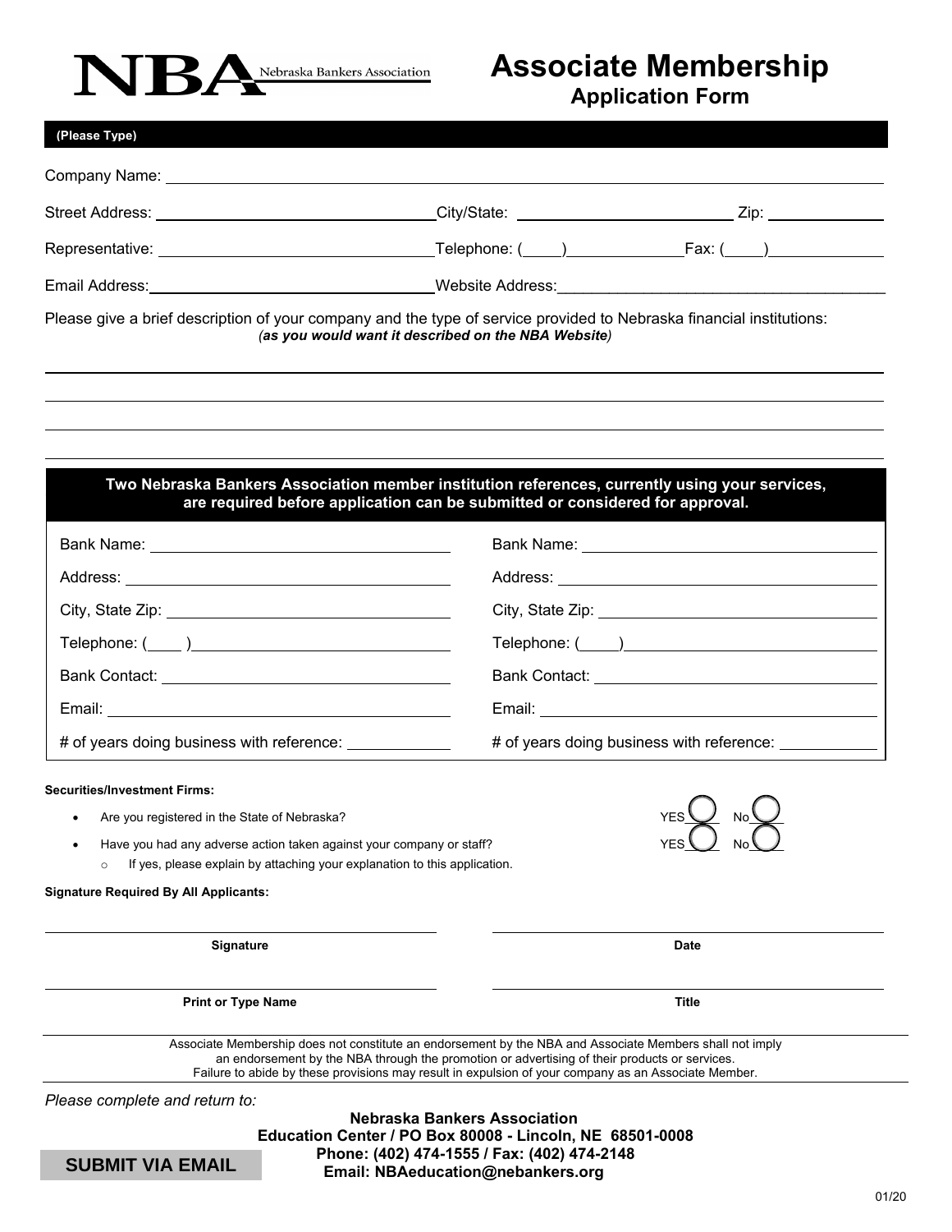**NBA** Nebraska Bankers Association

# Associate Membership

## Application Form

**(Please Type)**

Company Name: ______________________________________________

Street Address: ____________________ City/State: ____________________ Zip: __________

Representative: ____________________ Telephone: (____)__________ Fax: (____)__________

Email Address: ____________________ Website Address: ____________________

Please give a brief description of your company and the type of service provided to Nebraska financial institutions:
*(as you would want it described on the NBA Website)*

______________________________________________

______________________________________________

______________________________________________

______________________________________________

**Two Nebraska Bankers Association member institution references, currently using your services, are required before application can be submitted or considered for approval.**

| | |
|---|---|
| Bank Name: | Bank Name: |
| Address: | Address: |
| City, State Zip: | City, State Zip: |
| Telephone: ( ) | Telephone: ( ) |
| Bank Contact: | Bank Contact: |
| Email: | Email: |
| # of years doing business with reference: | # of years doing business with reference: |

**Securities/Investment Firms:**

- Are you registered in the State of Nebraska? YES ◯ No ◯
- Have you had any adverse action taken against your company or staff? YES ◯ No ◯
  - If yes, please explain by attaching your explanation to this application.

**Signature Required By All Applicants:**

| | |
|---|---|
| **Signature** | **Date** |
| **Print or Type Name** | **Title** |

Associate Membership does not constitute an endorsement by the NBA and Associate Members shall not imply an endorsement by the NBA through the promotion or advertising of their products or services. Failure to abide by these provisions may result in expulsion of your company as an Associate Member.

*Please complete and return to:*

**Nebraska Bankers Association**
**Education Center / PO Box 80008 - Lincoln, NE 68501-0008**
**Phone: (402) 474-1555 / Fax: (402) 474-2148**
**Email: NBAeducation@nebankers.org**

**SUBMIT VIA EMAIL**

01/20